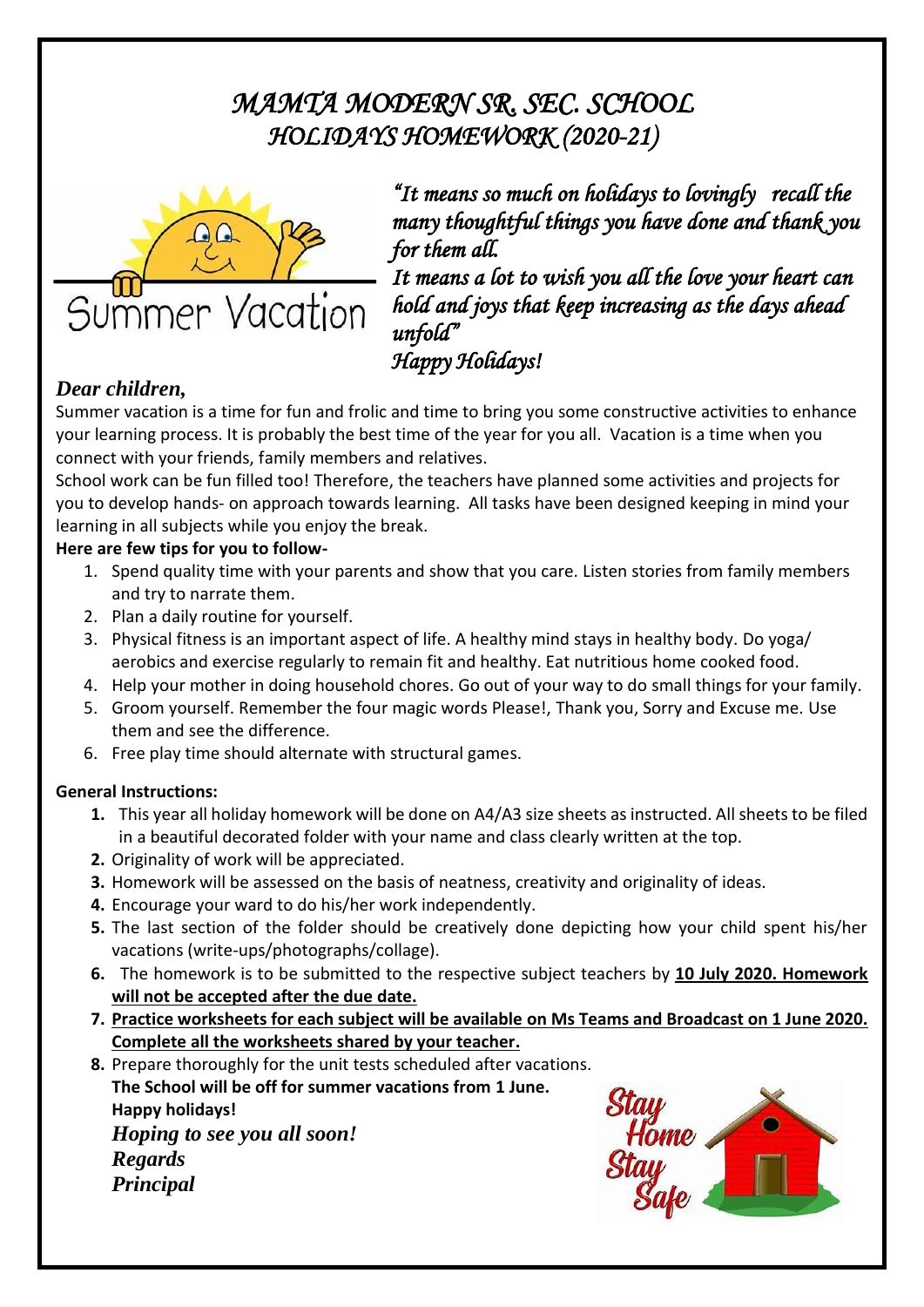# *MAMTA MODERN SR. SEC. SCHOOL*
# *HOLIDAYS HOMEWORK (2020-21)*

Summer Vacation

*"It means so much on holidays to lovingly recall the many thoughtful things you have done and thank you for them all.*
*It means a lot to wish you all the love your heart can hold and joys that keep increasing as the days ahead unfold"*
*Happy Holidays!*

***Dear children,***

Summer vacation is a time for fun and frolic and time to bring you some constructive activities to enhance your learning process. It is probably the best time of the year for you all. Vacation is a time when you connect with your friends, family members and relatives.

School work can be fun filled too! Therefore, the teachers have planned some activities and projects for you to develop hands- on approach towards learning. All tasks have been designed keeping in mind your learning in all subjects while you enjoy the break.

**Here are few tips for you to follow-**

1. Spend quality time with your parents and show that you care. Listen stories from family members and try to narrate them.
2. Plan a daily routine for yourself.
3. Physical fitness is an important aspect of life. A healthy mind stays in healthy body. Do yoga/ aerobics and exercise regularly to remain fit and healthy. Eat nutritious home cooked food.
4. Help your mother in doing household chores. Go out of your way to do small things for your family.
5. Groom yourself. Remember the four magic words Please!, Thank you, Sorry and Excuse me. Use them and see the difference.
6. Free play time should alternate with structural games.

**General Instructions:**

1. This year all holiday homework will be done on A4/A3 size sheets as instructed. All sheets to be filed in a beautiful decorated folder with your name and class clearly written at the top.
2. Originality of work will be appreciated.
3. Homework will be assessed on the basis of neatness, creativity and originality of ideas.
4. Encourage your ward to do his/her work independently.
5. The last section of the folder should be creatively done depicting how your child spent his/her vacations (write-ups/photographs/collage).
6. The homework is to be submitted to the respective subject teachers by **10 July 2020. Homework will not be accepted after the due date.**
7. **Practice worksheets for each subject will be available on Ms Teams and Broadcast on 1 June 2020. Complete all the worksheets shared by your teacher.**
8. Prepare thoroughly for the unit tests scheduled after vacations.

**The School will be off for summer vacations from 1 June.**
**Happy holidays!**
***Hoping to see you all soon!***
***Regards***
***Principal***

Stay Home Stay Safe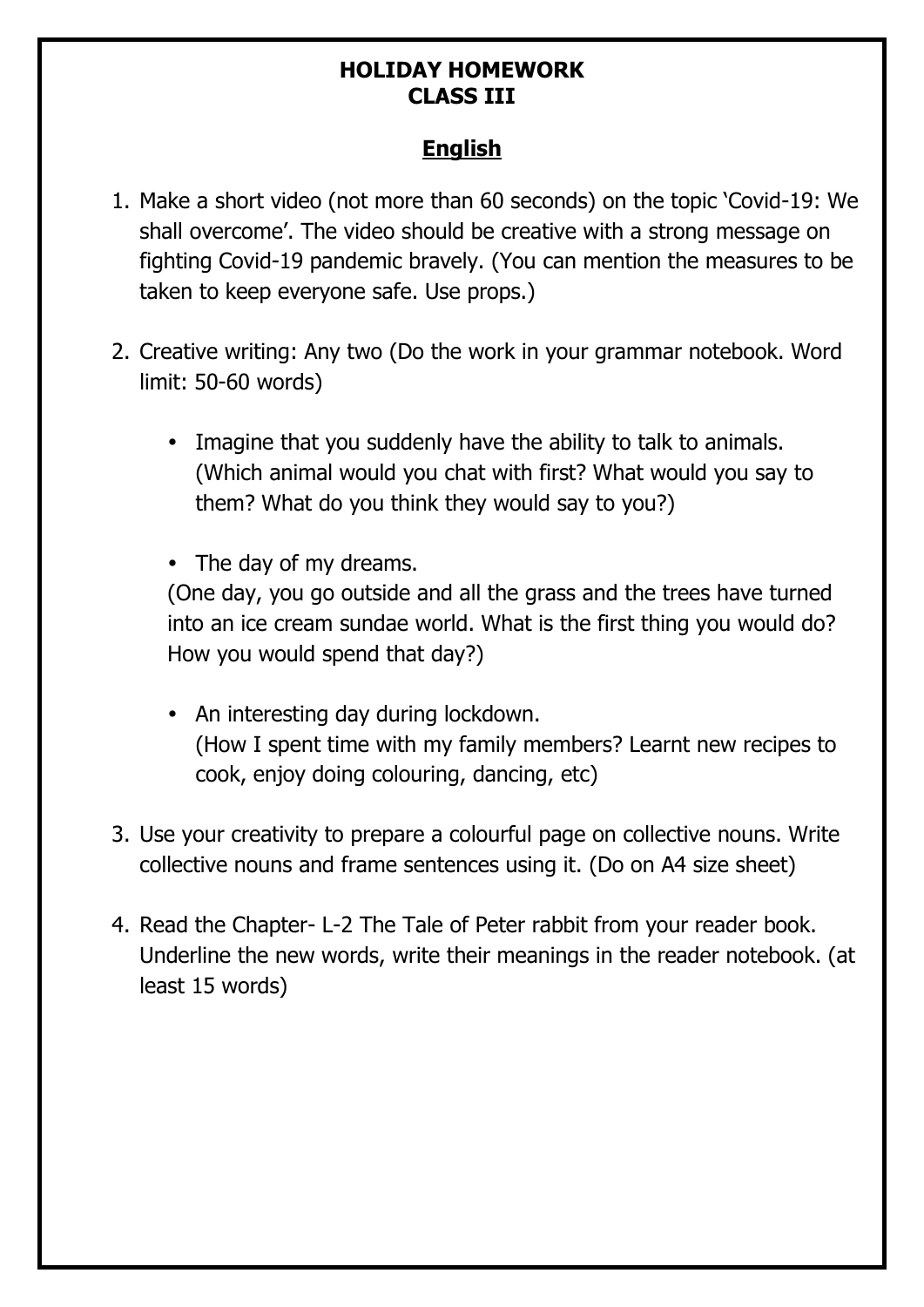**HOLIDAY HOMEWORK**
**CLASS III**

## English

1. Make a short video (not more than 60 seconds) on the topic 'Covid-19: We shall overcome'. The video should be creative with a strong message on fighting Covid-19 pandemic bravely. (You can mention the measures to be taken to keep everyone safe. Use props.)

2. Creative writing: Any two (Do the work in your grammar notebook. Word limit: 50-60 words)

   - Imagine that you suddenly have the ability to talk to animals. (Which animal would you chat with first? What would you say to them? What do you think they would say to you?)

   - The day of my dreams.
   (One day, you go outside and all the grass and the trees have turned into an ice cream sundae world. What is the first thing you would do? How you would spend that day?)

   - An interesting day during lockdown.
   (How I spent time with my family members? Learnt new recipes to cook, enjoy doing colouring, dancing, etc)

3. Use your creativity to prepare a colourful page on collective nouns. Write collective nouns and frame sentences using it. (Do on A4 size sheet)

4. Read the Chapter- L-2 The Tale of Peter rabbit from your reader book. Underline the new words, write their meanings in the reader notebook. (at least 15 words)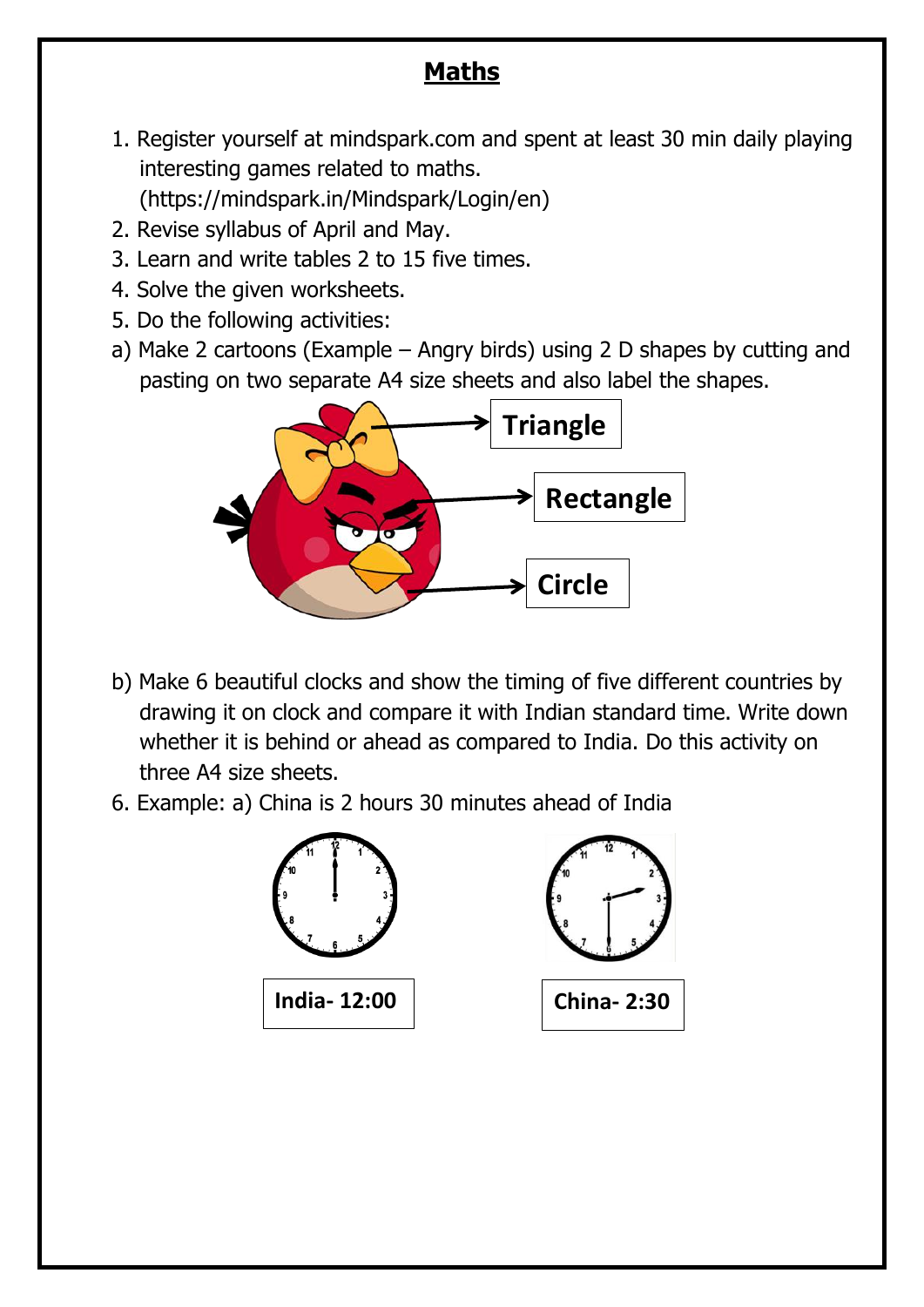# Maths

1. Register yourself at mindspark.com and spent at least 30 min daily playing interesting games related to maths. (https://mindspark.in/Mindspark/Login/en)
2. Revise syllabus of April and May.
3. Learn and write tables 2 to 15 five times.
4. Solve the given worksheets.
5. Do the following activities:

a) Make 2 cartoons (Example – Angry birds) using 2 D shapes by cutting and pasting on two separate A4 size sheets and also label the shapes.

**Triangle**

**Rectangle**

**Circle**

b) Make 6 beautiful clocks and show the timing of five different countries by drawing it on clock and compare it with Indian standard time. Write down whether it is behind or ahead as compared to India. Do this activity on three A4 size sheets.

6. Example: a) China is 2 hours 30 minutes ahead of India

**India- 12:00**

**China- 2:30**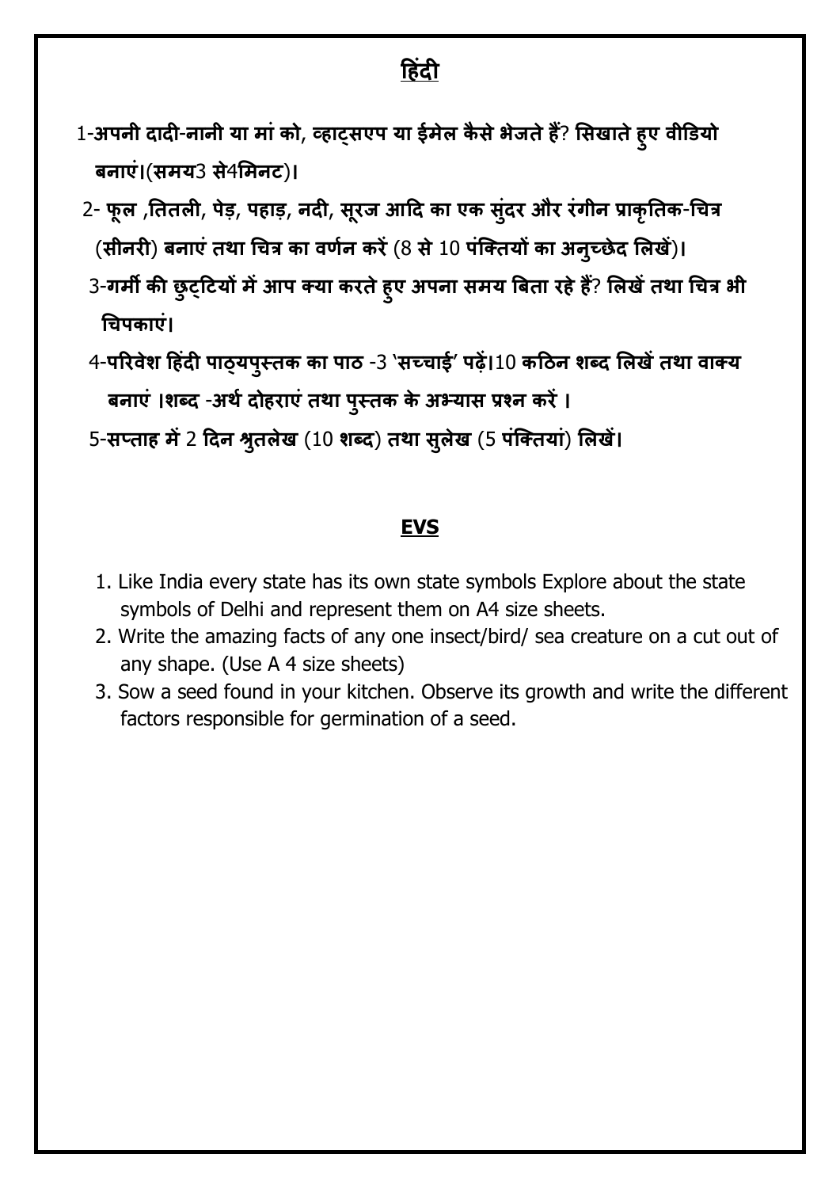## हिंदी

1-**अपनी दादी-नानी या मां को, व्हाट्सएप या ईमेल कैसे भेजते हैं? सिखाते हुए वीडियो बनाएं।(समय3 से4मिनट)।**

2- **फूल ,तितली, पेड़, पहाड़, नदी, सूरज आदि का एक सुंदर और रंगीन प्राकृतिक-चित्र (सीनरी) बनाएं तथा चित्र का वर्णन करें (8 से 10 पंक्तियों का अनुच्छेद लिखें)।**

3-**गर्मी की छुट्टियों में आप क्या करते हुए अपना समय बिता रहे हैं? लिखें तथा चित्र भी चिपकाएं।**

4-**परिवेश हिंदी पाठ्यपुस्तक का पाठ -3 'सच्चाई' पढ़ें।10 कठिन शब्द लिखें तथा वाक्य बनाएं ।शब्द -अर्थ दोहराएं तथा पुस्तक के अभ्यास प्रश्न करें ।**

5-**सप्ताह में 2 दिन श्रुतलेख (10 शब्द) तथा सुलेख (5 पंक्तियां) लिखें।**

## EVS

1. Like India every state has its own state symbols Explore about the state symbols of Delhi and represent them on A4 size sheets.
2. Write the amazing facts of any one insect/bird/ sea creature on a cut out of any shape. (Use A 4 size sheets)
3. Sow a seed found in your kitchen. Observe its growth and write the different factors responsible for germination of a seed.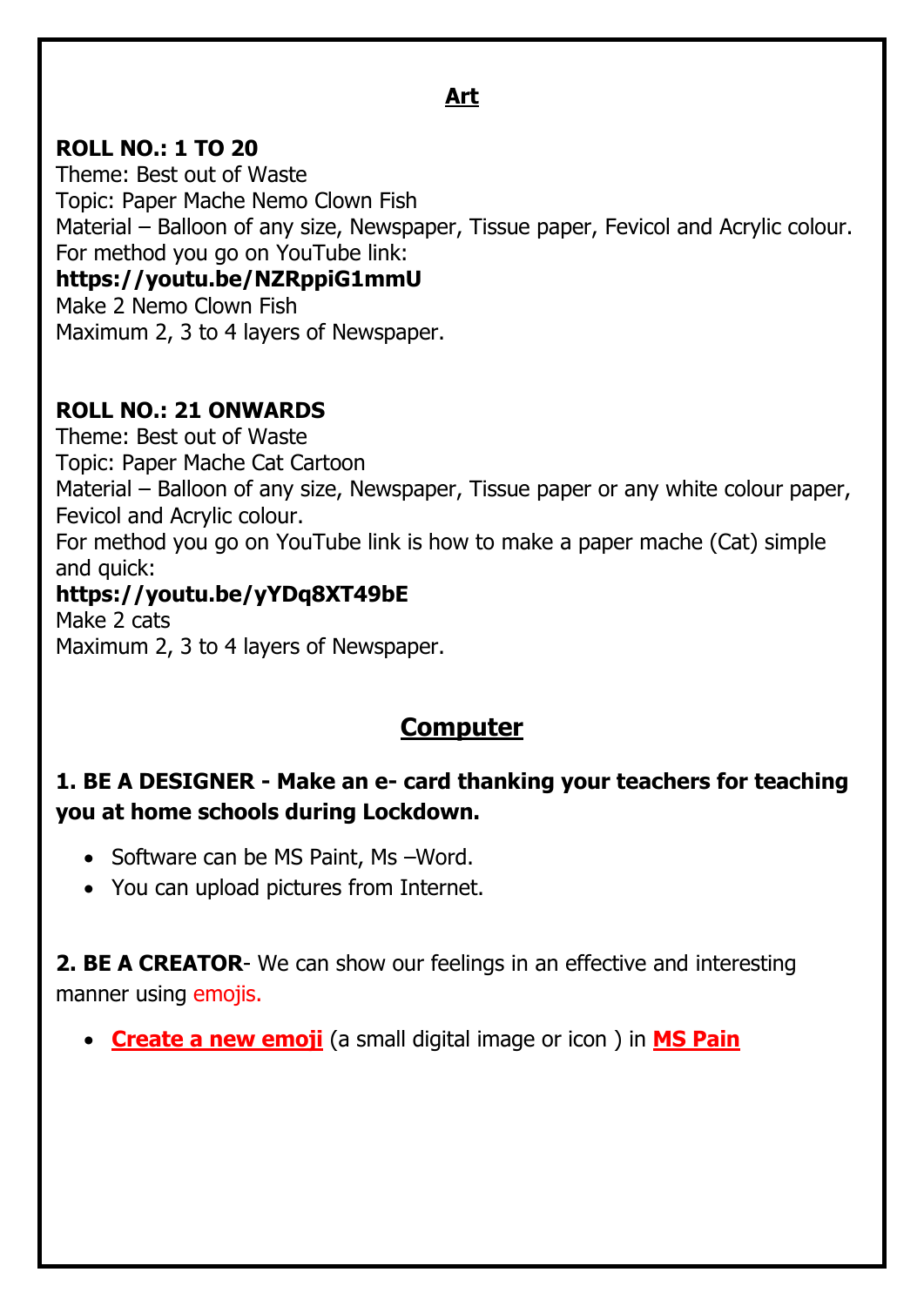## Art

**ROLL NO.: 1 TO 20**
Theme: Best out of Waste
Topic: Paper Mache Nemo Clown Fish
Material – Balloon of any size, Newspaper, Tissue paper, Fevicol and Acrylic colour.
For method you go on YouTube link:
**https://youtu.be/NZRppiG1mmU**
Make 2 Nemo Clown Fish
Maximum 2, 3 to 4 layers of Newspaper.

**ROLL NO.: 21 ONWARDS**
Theme: Best out of Waste
Topic: Paper Mache Cat Cartoon
Material – Balloon of any size, Newspaper, Tissue paper or any white colour paper, Fevicol and Acrylic colour.
For method you go on YouTube link is how to make a paper mache (Cat) simple and quick:
**https://youtu.be/yYDq8XT49bE**
Make 2 cats
Maximum 2, 3 to 4 layers of Newspaper.

## Computer

**1. BE A DESIGNER - Make an e- card thanking your teachers for teaching you at home schools during Lockdown.**

- Software can be MS Paint, Ms –Word.
- You can upload pictures from Internet.

**2. BE A CREATOR**- We can show our feelings in an effective and interesting manner using emojis.

- **Create a new emoji** (a small digital image or icon ) in **MS Pain**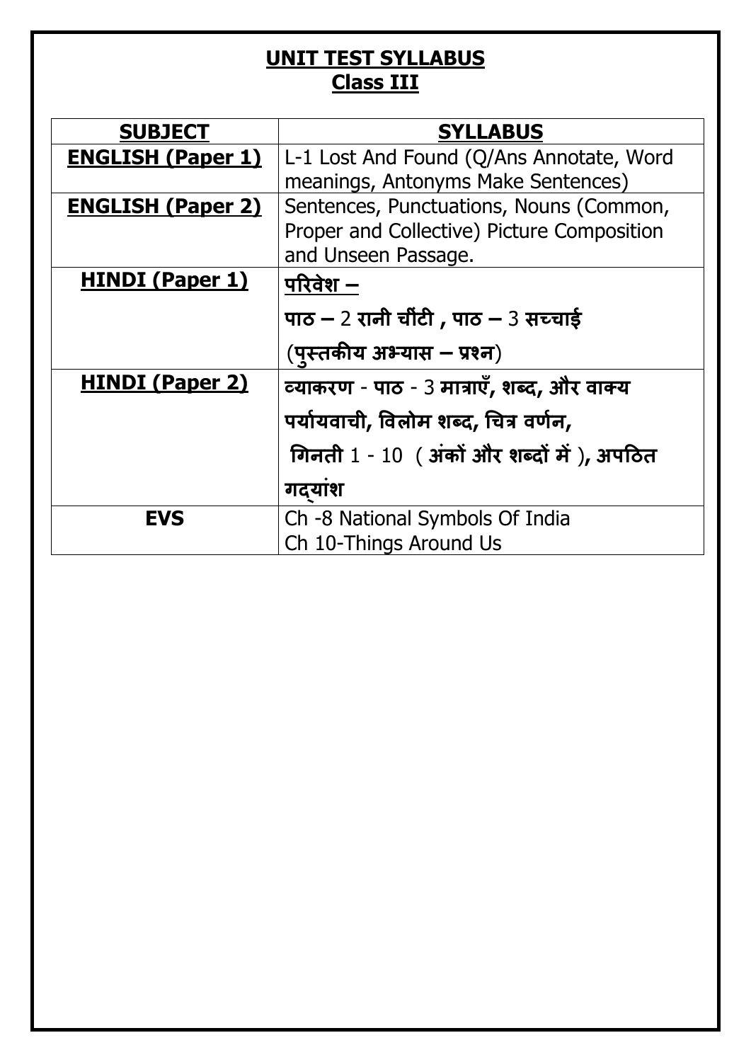# UNIT TEST SYLLABUS
## Class III

| SUBJECT | SYLLABUS |
| --- | --- |
| **ENGLISH (Paper 1)** | L-1 Lost And Found (Q/Ans Annotate, Word meanings, Antonyms Make Sentences) |
| **ENGLISH (Paper 2)** | Sentences, Punctuations, Nouns (Common, Proper and Collective) Picture Composition and Unseen Passage. |
| **HINDI (Paper 1)** | **परिवेश –** **पाठ – 2 रानी चींटी , पाठ – 3 सच्चाई** (**पुस्तकीय अभ्यास – प्रश्न**) |
| **HINDI (Paper 2)** | **व्याकरण - पाठ - 3 मात्राएँ, शब्द, और वाक्य पर्यायवाची, विलोम शब्द, चित्र वर्णन, गिनती 1 - 10 ( अंकों और शब्दों में ), अपठित गद्यांश** |
| **EVS** | Ch -8 National Symbols Of India<br>Ch 10-Things Around Us |